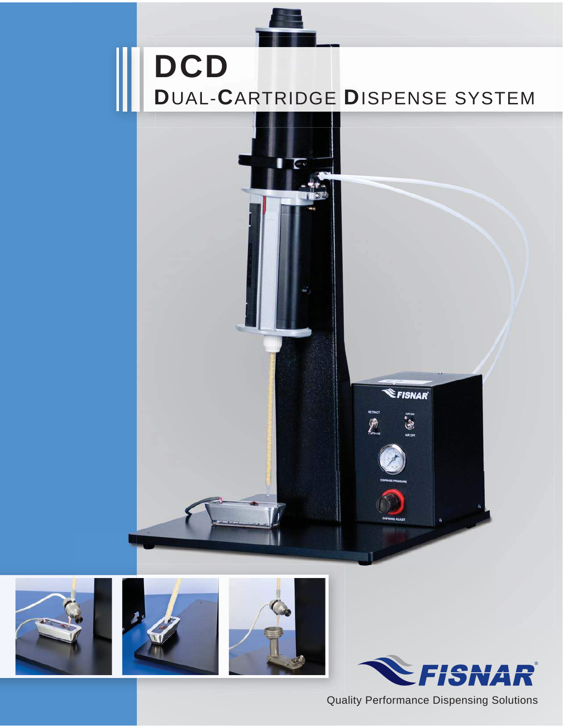# DCD

## DUAL-CARTRIDGE DISPENSE SYSTEM

FISNAR

Quality Performance Dispensing Solutions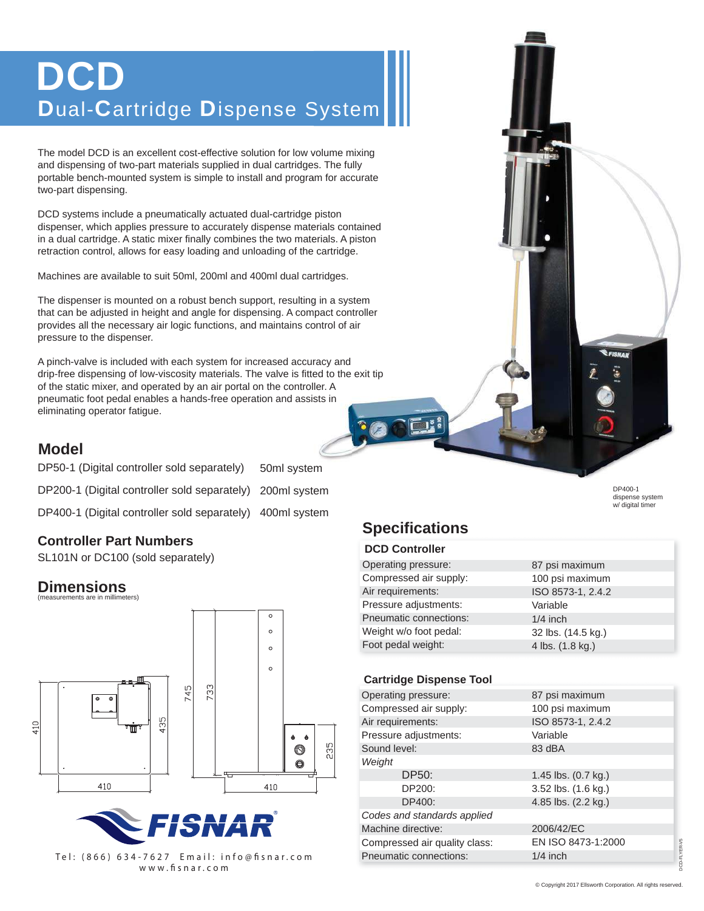# DCD
## Dual-Cartridge Dispense System

The model DCD is an excellent cost-effective solution for low volume mixing and dispensing of two-part materials supplied in dual cartridges. The fully portable bench-mounted system is simple to install and program for accurate two-part dispensing.

DCD systems include a pneumatically actuated dual-cartridge piston dispenser, which applies pressure to accurately dispense materials contained in a dual cartridge. A static mixer finally combines the two materials. A piston retraction control, allows for easy loading and unloading of the cartridge.

Machines are available to suit 50ml, 200ml and 400ml dual cartridges.

The dispenser is mounted on a robust bench support, resulting in a system that can be adjusted in height and angle for dispensing. A compact controller provides all the necessary air logic functions, and maintains control of air pressure to the dispenser.

A pinch-valve is included with each system for increased accuracy and drip-free dispensing of low-viscosity materials. The valve is fitted to the exit tip of the static mixer, and operated by an air portal on the controller. A pneumatic foot pedal enables a hands-free operation and assists in eliminating operator fatigue.

DP400-1 dispense system w/ digital timer

## Model

| | |
|---|---|
| DP50-1 (Digital controller sold separately) | 50ml system |
| DP200-1 (Digital controller sold separately) | 200ml system |
| DP400-1 (Digital controller sold separately) | 400ml system |

### Controller Part Numbers

SL101N or DC100 (sold separately)

## Dimensions

(measurements are in millimeters)

410
410
435
745
733
410
235

## Specifications

### DCD Controller

| | |
|---|---|
| Operating pressure: | 87 psi maximum |
| Compressed air supply: | 100 psi maximum |
| Air requirements: | ISO 8573-1, 2.4.2 |
| Pressure adjustments: | Variable |
| Pneumatic connections: | 1/4 inch |
| Weight w/o foot pedal: | 32 lbs. (14.5 kg.) |
| Foot pedal weight: | 4 lbs. (1.8 kg.) |

### Cartridge Dispense Tool

| | |
|---|---|
| Operating pressure: | 87 psi maximum |
| Compressed air supply: | 100 psi maximum |
| Air requirements: | ISO 8573-1, 2.4.2 |
| Pressure adjustments: | Variable |
| Sound level: | 83 dBA |
| *Weight* | |
| DP50: | 1.45 lbs. (0.7 kg.) |
| DP200: | 3.52 lbs. (1.6 kg.) |
| DP400: | 4.85 lbs. (2.2 kg.) |
| *Codes and standards applied* | |
| Machine directive: | 2006/42/EC |
| Compressed air quality class: | EN ISO 8473-1:2000 |
| Pneumatic connections: | 1/4 inch |

FISNAR®

Tel: (866) 634-7627 Email: info@fisnar.com
www.fisnar.com

DCD-FLYER-V5

© Copyright 2017 Ellsworth Corporation. All rights reserved.